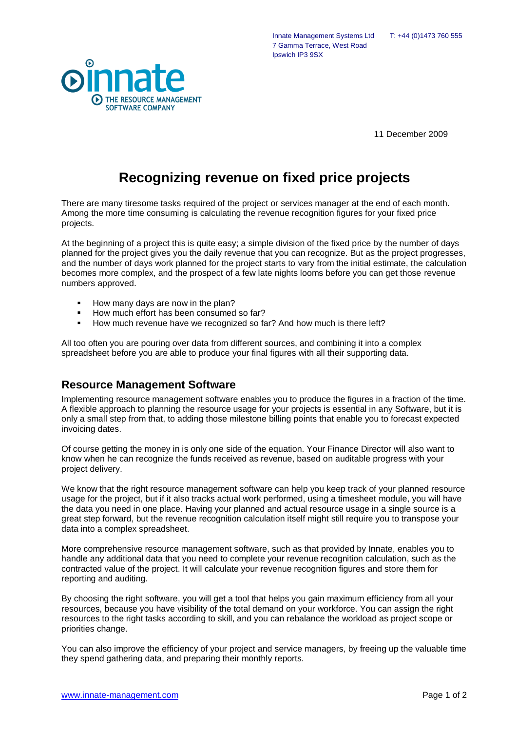Innate Management Systems Ltd
7 Gamma Terrace, West Road
Ipswich IP3 9SX

T: +44 (0)1473 760 555

innate
THE RESOURCE MANAGEMENT SOFTWARE COMPANY

11 December 2009

# Recognizing revenue on fixed price projects

There are many tiresome tasks required of the project or services manager at the end of each month. Among the more time consuming is calculating the revenue recognition figures for your fixed price projects.

At the beginning of a project this is quite easy; a simple division of the fixed price by the number of days planned for the project gives you the daily revenue that you can recognize. But as the project progresses, and the number of days work planned for the project starts to vary from the initial estimate, the calculation becomes more complex, and the prospect of a few late nights looms before you can get those revenue numbers approved.

- How many days are now in the plan?
- How much effort has been consumed so far?
- How much revenue have we recognized so far? And how much is there left?

All too often you are pouring over data from different sources, and combining it into a complex spreadsheet before you are able to produce your final figures with all their supporting data.

## Resource Management Software

Implementing resource management software enables you to produce the figures in a fraction of the time. A flexible approach to planning the resource usage for your projects is essential in any Software, but it is only a small step from that, to adding those milestone billing points that enable you to forecast expected invoicing dates.

Of course getting the money in is only one side of the equation. Your Finance Director will also want to know when he can recognize the funds received as revenue, based on auditable progress with your project delivery.

We know that the right resource management software can help you keep track of your planned resource usage for the project, but if it also tracks actual work performed, using a timesheet module, you will have the data you need in one place. Having your planned and actual resource usage in a single source is a great step forward, but the revenue recognition calculation itself might still require you to transpose your data into a complex spreadsheet.

More comprehensive resource management software, such as that provided by Innate, enables you to handle any additional data that you need to complete your revenue recognition calculation, such as the contracted value of the project. It will calculate your revenue recognition figures and store them for reporting and auditing.

By choosing the right software, you will get a tool that helps you gain maximum efficiency from all your resources, because you have visibility of the total demand on your workforce. You can assign the right resources to the right tasks according to skill, and you can rebalance the workload as project scope or priorities change.

You can also improve the efficiency of your project and service managers, by freeing up the valuable time they spend gathering data, and preparing their monthly reports.

www.innate-management.com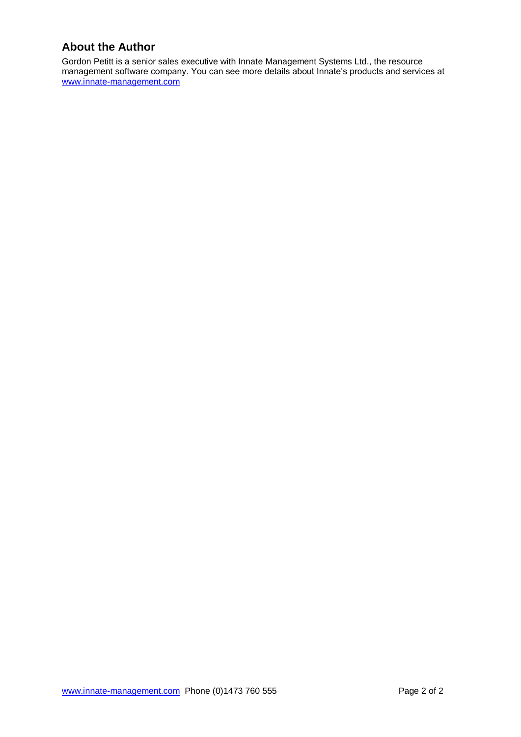## About the Author

Gordon Petitt is a senior sales executive with Innate Management Systems Ltd., the resource management software company. You can see more details about Innate's products and services at www.innate-management.com